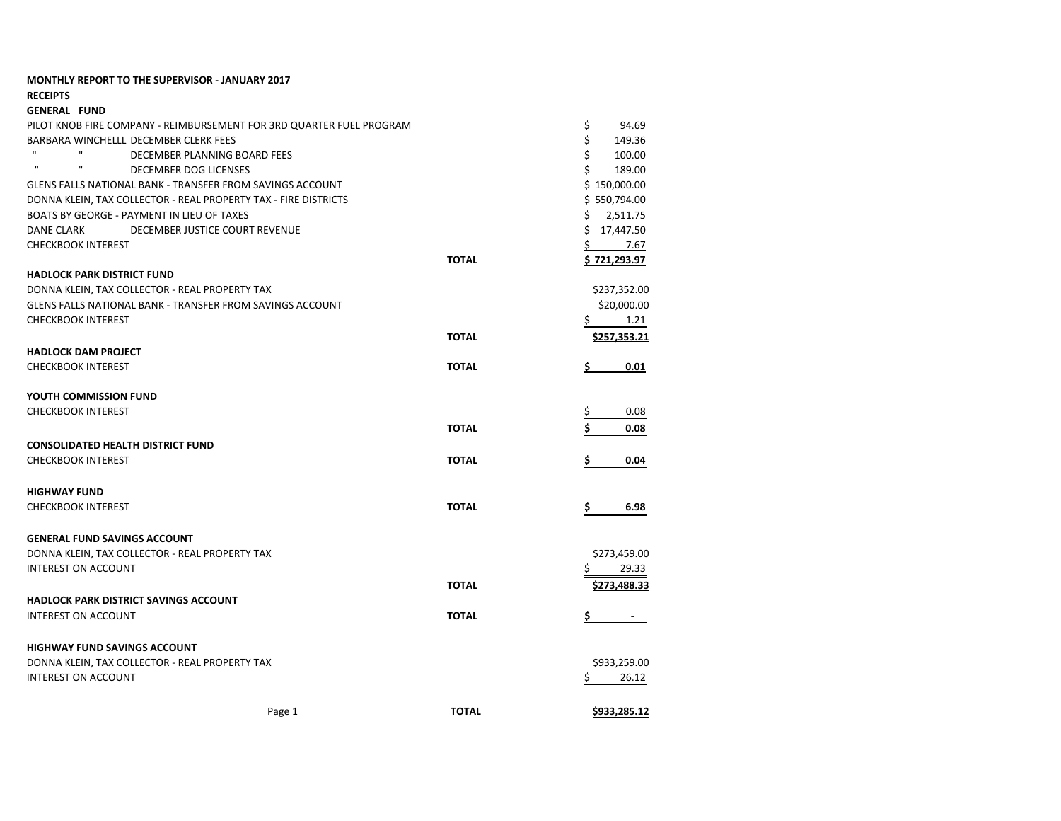**MONTHLY REPORT TO THE SUPERVISOR - JANUARY 2017**

**RECEIPTS**

| | | |
|---|---|---|
| **GENERAL FUND** | | |
| PILOT KNOB FIRE COMPANY - REIMBURSEMENT FOR 3RD QUARTER FUEL PROGRAM | | $ 94.69 |
| BARBARA WINCHELLL DECEMBER CLERK FEES | | $ 149.36 |
| " " DECEMBER PLANNING BOARD FEES | | $ 100.00 |
| " " DECEMBER DOG LICENSES | | $ 189.00 |
| GLENS FALLS NATIONAL BANK - TRANSFER FROM SAVINGS ACCOUNT | | $ 150,000.00 |
| DONNA KLEIN, TAX COLLECTOR - REAL PROPERTY TAX - FIRE DISTRICTS | | $ 550,794.00 |
| BOATS BY GEORGE - PAYMENT IN LIEU OF TAXES | | $ 2,511.75 |
| DANE CLARK DECEMBER JUSTICE COURT REVENUE | | $ 17,447.50 |
| CHECKBOOK INTEREST | | $ 7.67 |
| | **TOTAL** | **$ 721,293.97** |
| **HADLOCK PARK DISTRICT FUND** | | |
| DONNA KLEIN, TAX COLLECTOR - REAL PROPERTY TAX | | $237,352.00 |
| GLENS FALLS NATIONAL BANK - TRANSFER FROM SAVINGS ACCOUNT | | $20,000.00 |
| CHECKBOOK INTEREST | | $ 1.21 |
| | **TOTAL** | **$257,353.21** |
| **HADLOCK DAM PROJECT** | | |
| CHECKBOOK INTEREST | **TOTAL** | **$ 0.01** |
| **YOUTH COMMISSION FUND** | | |
| CHECKBOOK INTEREST | | $ 0.08 |
| | **TOTAL** | **$ 0.08** |
| **CONSOLIDATED HEALTH DISTRICT FUND** | | |
| CHECKBOOK INTEREST | **TOTAL** | **$ 0.04** |
| **HIGHWAY FUND** | | |
| CHECKBOOK INTEREST | **TOTAL** | **$ 6.98** |
| **GENERAL FUND SAVINGS ACCOUNT** | | |
| DONNA KLEIN, TAX COLLECTOR - REAL PROPERTY TAX | | $273,459.00 |
| INTEREST ON ACCOUNT | | $ 29.33 |
| | **TOTAL** | **$273,488.33** |
| **HADLOCK PARK DISTRICT SAVINGS ACCOUNT** | | |
| INTEREST ON ACCOUNT | **TOTAL** | **$ -** |
| **HIGHWAY FUND SAVINGS ACCOUNT** | | |
| DONNA KLEIN, TAX COLLECTOR - REAL PROPERTY TAX | | $933,259.00 |
| INTEREST ON ACCOUNT | | $ 26.12 |
| | **TOTAL** | **$933,285.12** |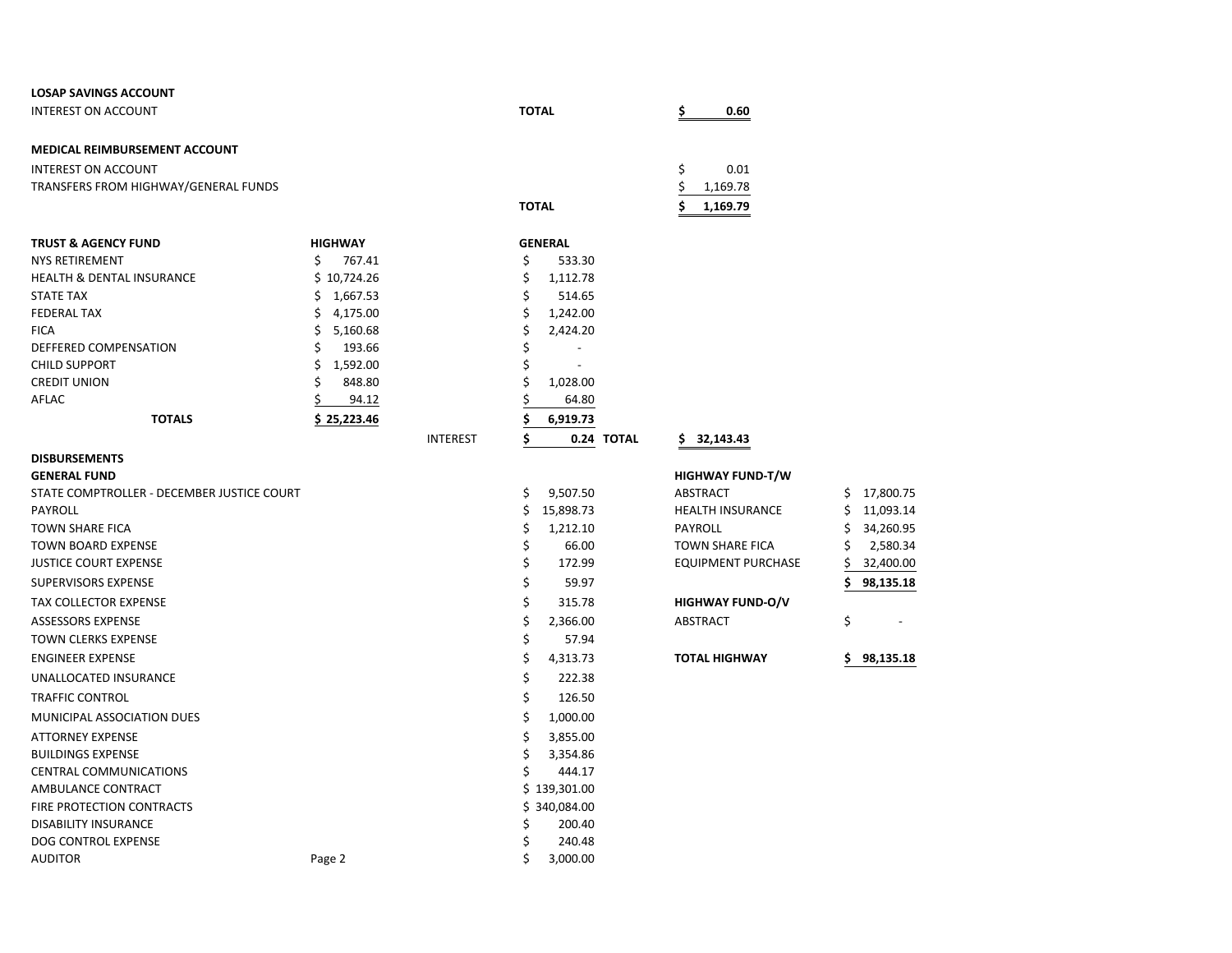**LOSAP SAVINGS ACCOUNT**

| | | |
|---|---|---|
| INTEREST ON ACCOUNT | **TOTAL** | **$ 0.60** |

**MEDICAL REIMBURSEMENT ACCOUNT**

| | | |
|---|---|---|
| INTEREST ON ACCOUNT | | $ 0.01 |
| TRANSFERS FROM HIGHWAY/GENERAL FUNDS | | $ 1,169.78 |
| | **TOTAL** | **$ 1,169.79** |

| **TRUST & AGENCY FUND** | **HIGHWAY** | | **GENERAL** | | |
|---|---|---|---|---|---|
| NYS RETIREMENT | $ 767.41 | | $ 533.30 | | |
| HEALTH & DENTAL INSURANCE | $ 10,724.26 | | $ 1,112.78 | | |
| STATE TAX | $ 1,667.53 | | $ 514.65 | | |
| FEDERAL TAX | $ 4,175.00 | | $ 1,242.00 | | |
| FICA | $ 5,160.68 | | $ 2,424.20 | | |
| DEFFERED COMPENSATION | $ 193.66 | | $ - | | |
| CHILD SUPPORT | $ 1,592.00 | | $ - | | |
| CREDIT UNION | $ 848.80 | | $ 1,028.00 | | |
| AFLAC | $ 94.12 | | $ 64.80 | | |
| **TOTALS** | **$ 25,223.46** | | **$ 6,919.73** | | |
| | | INTEREST | **$ 0.24** | **TOTAL** | **$ 32,143.43** |

**DISBURSEMENTS**

**GENERAL FUND**

| | |
|---|---|
| STATE COMPTROLLER - DECEMBER JUSTICE COURT | $ 9,507.50 |
| PAYROLL | $ 15,898.73 |
| TOWN SHARE FICA | $ 1,212.10 |
| TOWN BOARD EXPENSE | $ 66.00 |
| JUSTICE COURT EXPENSE | $ 172.99 |
| SUPERVISORS EXPENSE | $ 59.97 |
| TAX COLLECTOR EXPENSE | $ 315.78 |
| ASSESSORS EXPENSE | $ 2,366.00 |
| TOWN CLERKS EXPENSE | $ 57.94 |
| ENGINEER EXPENSE | $ 4,313.73 |
| UNALLOCATED INSURANCE | $ 222.38 |
| TRAFFIC CONTROL | $ 126.50 |
| MUNICIPAL ASSOCIATION DUES | $ 1,000.00 |
| ATTORNEY EXPENSE | $ 3,855.00 |
| BUILDINGS EXPENSE | $ 3,354.86 |
| CENTRAL COMMUNICATIONS | $ 444.17 |
| AMBULANCE CONTRACT | $ 139,301.00 |
| FIRE PROTECTION CONTRACTS | $ 340,084.00 |
| DISABILITY INSURANCE | $ 200.40 |
| DOG CONTROL EXPENSE | $ 240.48 |
| AUDITOR | $ 3,000.00 |

**HIGHWAY FUND-T/W**

| | |
|---|---|
| ABSTRACT | $ 17,800.75 |
| HEALTH INSURANCE | $ 11,093.14 |
| PAYROLL | $ 34,260.95 |
| TOWN SHARE FICA | $ 2,580.34 |
| EQUIPMENT PURCHASE | $ 32,400.00 |
| | **$ 98,135.18** |

**HIGHWAY FUND-O/V**

| | |
|---|---|
| ABSTRACT | $ - |
| **TOTAL HIGHWAY** | **$ 98,135.18** |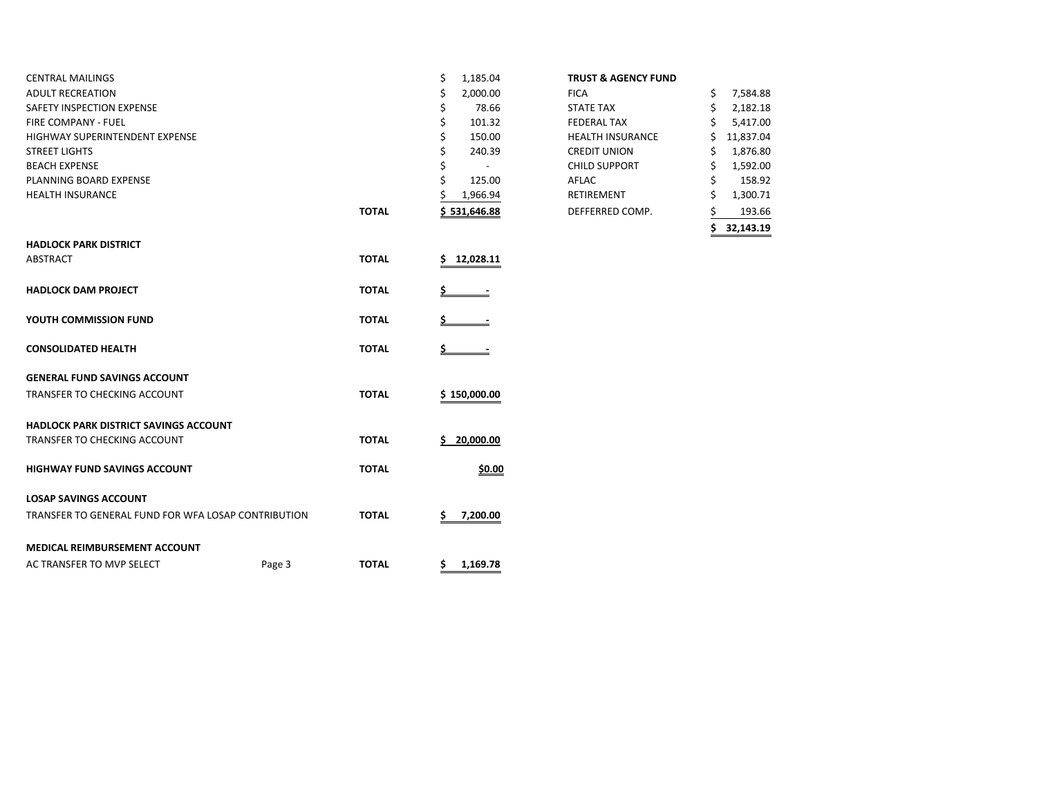| | | |
|---|---|---|
| CENTRAL MAILINGS | | $ 1,185.04 |
| ADULT RECREATION | | $ 2,000.00 |
| SAFETY INSPECTION EXPENSE | | $ 78.66 |
| FIRE COMPANY - FUEL | | $ 101.32 |
| HIGHWAY SUPERINTENDENT EXPENSE | | $ 150.00 |
| STREET LIGHTS | | $ 240.39 |
| BEACH EXPENSE | | $ - |
| PLANNING BOARD EXPENSE | | $ 125.00 |
| HEALTH INSURANCE | | $ 1,966.94 |
| | **TOTAL** | $ 531,646.88 |

| **TRUST & AGENCY FUND** | |
|---|---|
| FICA | $ 7,584.88 |
| STATE TAX | $ 2,182.18 |
| FEDERAL TAX | $ 5,417.00 |
| HEALTH INSURANCE | $ 11,837.04 |
| CREDIT UNION | $ 1,876.80 |
| CHILD SUPPORT | $ 1,592.00 |
| AFLAC | $ 158.92 |
| RETIREMENT | $ 1,300.71 |
| DEFFERRED COMP. | $ 193.66 |
| | **$ 32,143.19** |

| | | |
|---|---|---|
| **HADLOCK PARK DISTRICT** | | |
| ABSTRACT | **TOTAL** | **$ 12,028.11** |
| **HADLOCK DAM PROJECT** | **TOTAL** | **$ -** |
| **YOUTH COMMISSION FUND** | **TOTAL** | **$ -** |
| **CONSOLIDATED HEALTH** | **TOTAL** | **$ -** |
| **GENERAL FUND SAVINGS ACCOUNT** | | |
| TRANSFER TO CHECKING ACCOUNT | **TOTAL** | **$ 150,000.00** |
| **HADLOCK PARK DISTRICT SAVINGS ACCOUNT** | | |
| TRANSFER TO CHECKING ACCOUNT | **TOTAL** | **$ 20,000.00** |
| **HIGHWAY FUND SAVINGS ACCOUNT** | **TOTAL** | **$0.00** |
| **LOSAP SAVINGS ACCOUNT** | | |
| TRANSFER TO GENERAL FUND FOR WFA LOSAP CONTRIBUTION | **TOTAL** | **$ 7,200.00** |
| **MEDICAL REIMBURSEMENT ACCOUNT** | | |
| AC TRANSFER TO MVP SELECT | **TOTAL** | **$ 1,169.78** |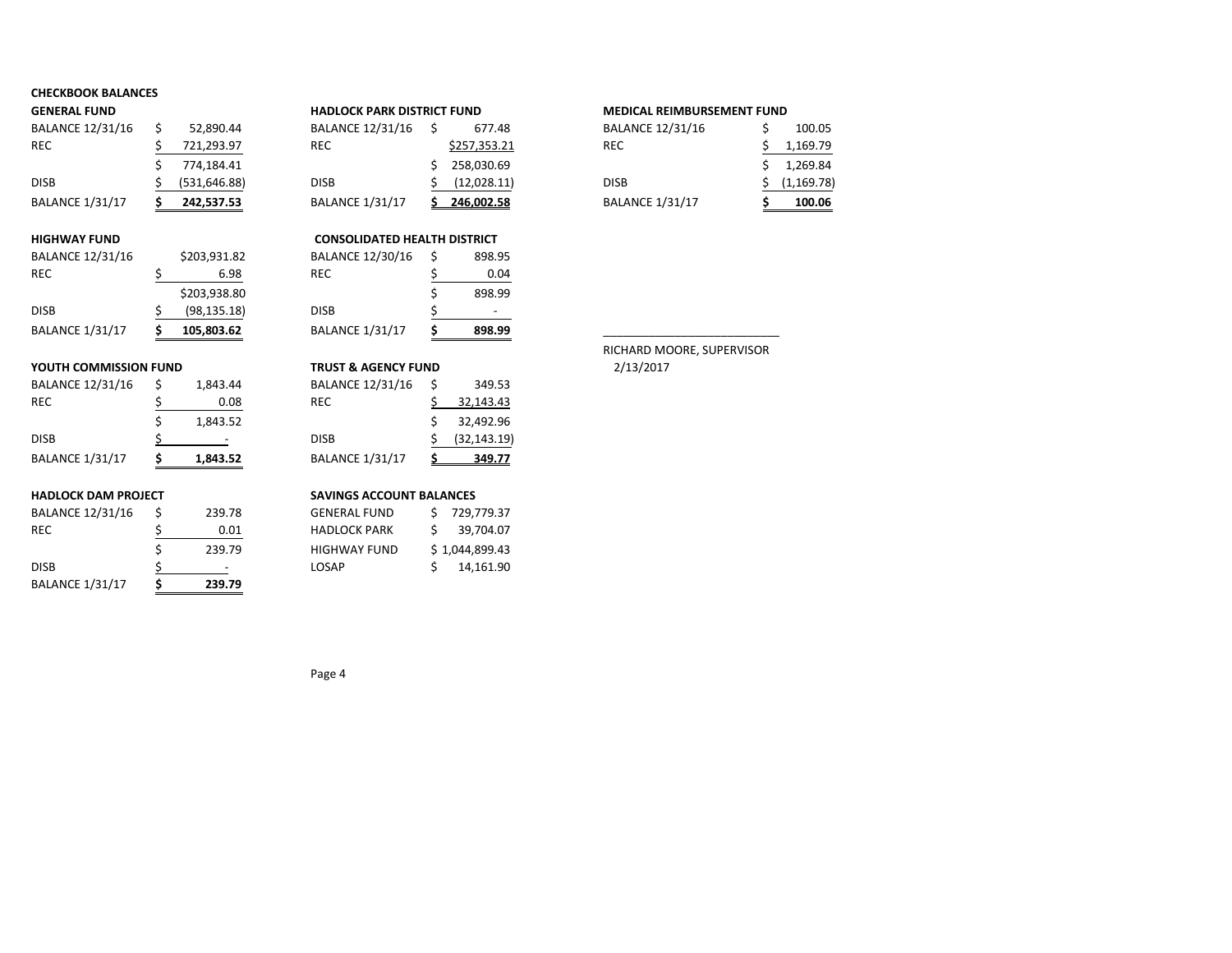## CHECKBOOK BALANCES

### GENERAL FUND

| | | |
|---|---|---|
| BALANCE 12/31/16 | $ | 52,890.44 |
| REC | $ | 721,293.97 |
| | $ | 774,184.41 |
| DISB | $ | (531,646.88) |
| BALANCE 1/31/17 | **$** | **242,537.53** |

### HADLOCK PARK DISTRICT FUND

| | | |
|---|---|---|
| BALANCE 12/31/16 | $ | 677.48 |
| REC | | $257,353.21 |
| | $ | 258,030.69 |
| DISB | $ | (12,028.11) |
| BALANCE 1/31/17 | **$** | **246,002.58** |

### MEDICAL REIMBURSEMENT FUND

| | | |
|---|---|---|
| BALANCE 12/31/16 | $ | 100.05 |
| REC | $ | 1,169.79 |
| | $ | 1,269.84 |
| DISB | $ | (1,169.78) |
| BALANCE 1/31/17 | **$** | **100.06** |

### HIGHWAY FUND

| | | |
|---|---|---|
| BALANCE 12/31/16 | | $203,931.82 |
| REC | $ | 6.98 |
| | | $203,938.80 |
| DISB | $ | (98,135.18) |
| BALANCE 1/31/17 | **$** | **105,803.62** |

### CONSOLIDATED HEALTH DISTRICT

| | | |
|---|---|---|
| BALANCE 12/30/16 | $ | 898.95 |
| REC | $ | 0.04 |
| | $ | 898.99 |
| DISB | $ | - |
| BALANCE 1/31/17 | **$** | **898.99** |

### YOUTH COMMISSION FUND

| | | |
|---|---|---|
| BALANCE 12/31/16 | $ | 1,843.44 |
| REC | $ | 0.08 |
| | $ | 1,843.52 |
| DISB | $ | - |
| BALANCE 1/31/17 | **$** | **1,843.52** |

### TRUST & AGENCY FUND

| | | |
|---|---|---|
| BALANCE 12/31/16 | $ | 349.53 |
| REC | $ | 32,143.43 |
| | $ | 32,492.96 |
| DISB | $ | (32,143.19) |
| BALANCE 1/31/17 | **$** | **349.77** |

### HADLOCK DAM PROJECT

| | | |
|---|---|---|
| BALANCE 12/31/16 | $ | 239.78 |
| REC | $ | 0.01 |
| | $ | 239.79 |
| DISB | $ | - |
| BALANCE 1/31/17 | **$** | **239.79** |

### SAVINGS ACCOUNT BALANCES

| | | |
|---|---|---|
| GENERAL FUND | $ | 729,779.37 |
| HADLOCK PARK | $ | 39,704.07 |
| HIGHWAY FUND | | $ 1,044,899.43 |
| LOSAP | $ | 14,161.90 |

___________________________

RICHARD MOORE, SUPERVISOR

2/13/2017